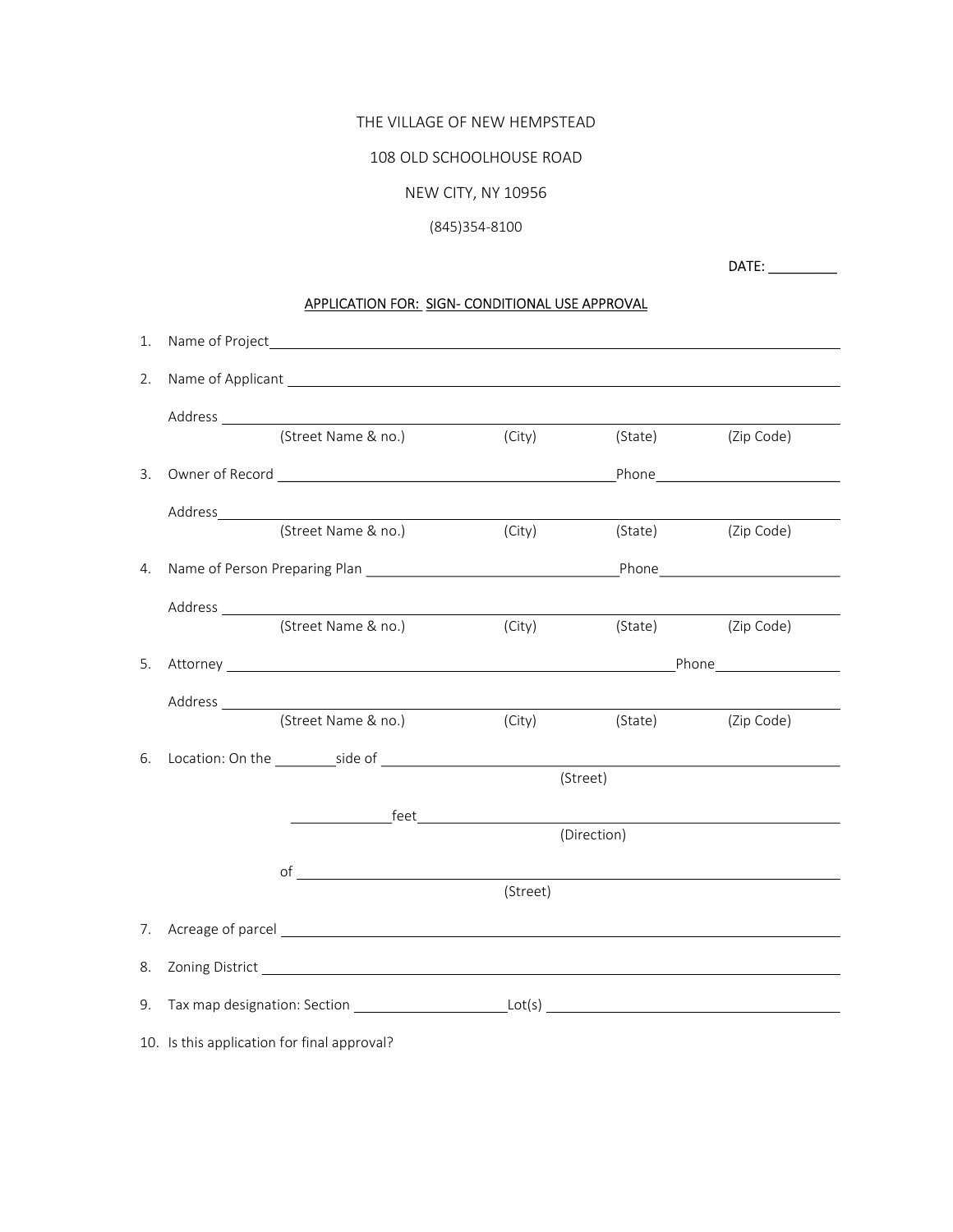THE VILLAGE OF NEW HEMPSTEAD

108 OLD SCHOOLHOUSE ROAD

NEW CITY, NY 10956

(845)354-8100

DATE: _________

**APPLICATION FOR: SIGN- CONDITIONAL USE APPROVAL**

1. Name of Project ______________________________________________

2. Name of Applicant ______________________________________________

   Address ______________________________________________
   (Street Name & no.) (City) (State) (Zip Code)

3. Owner of Record ______________________________ Phone ______________

   Address ______________________________________________
   (Street Name & no.) (City) (State) (Zip Code)

4. Name of Person Preparing Plan ______________________________ Phone ______________

   Address ______________________________________________
   (Street Name & no.) (City) (State) (Zip Code)

5. Attorney ______________________________ Phone ______________

   Address ______________________________________________
   (Street Name & no.) (City) (State) (Zip Code)

6. Location: On the ________ side of ______________________________
   (Street)

   ____________ feet ______________________________
   (Direction)

   of ______________________________
   (Street)

7. Acreage of parcel ______________________________________________

8. Zoning District ______________________________________________

9. Tax map designation: Section ____________________ Lot(s) ____________________

10. Is this application for final approval?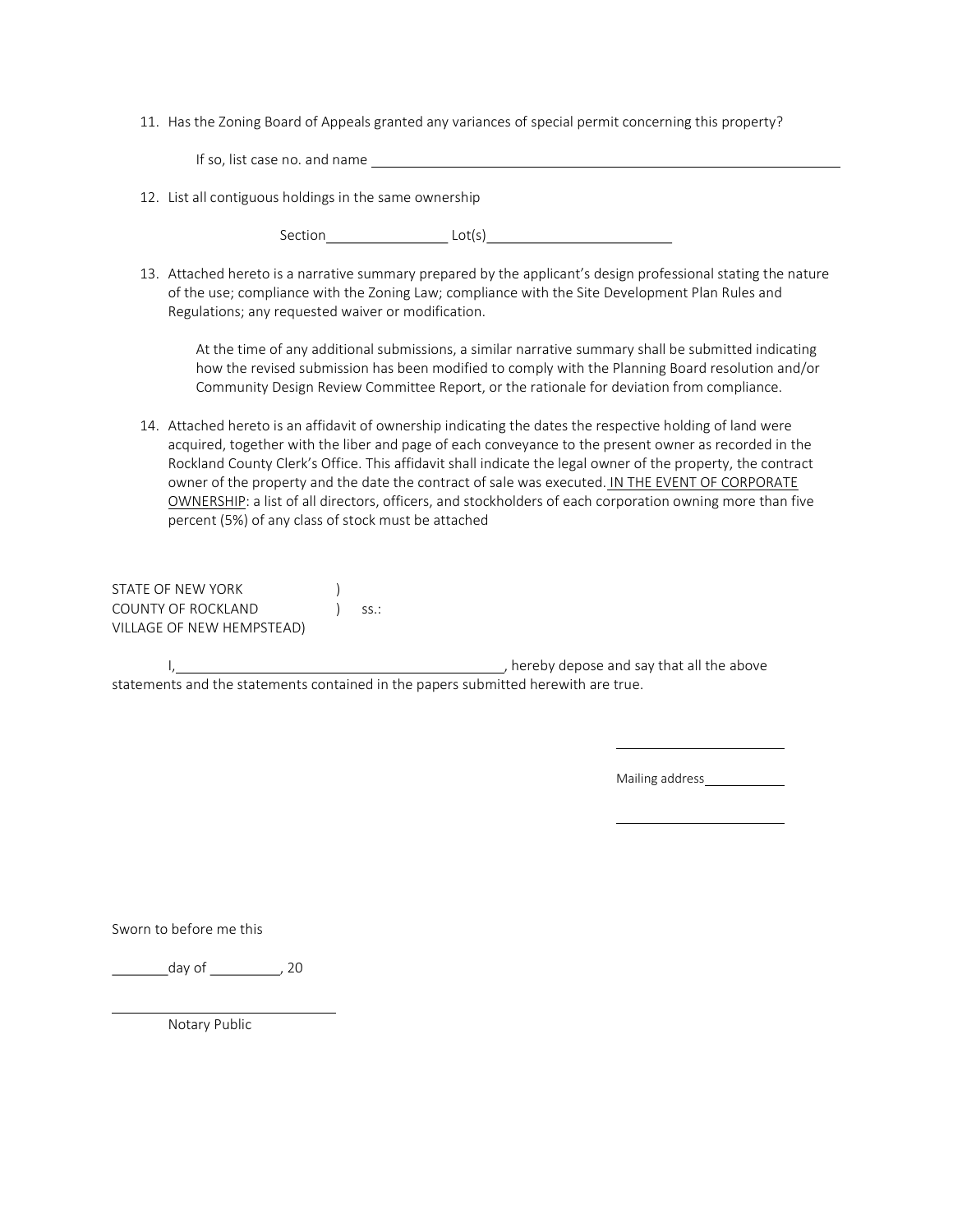11. Has the Zoning Board of Appeals granted any variances of special permit concerning this property?

    If so, list case no. and name ______________________________________________________________

12. List all contiguous holdings in the same ownership

    Section________________ Lot(s)________________________

13. Attached hereto is a narrative summary prepared by the applicant's design professional stating the nature of the use; compliance with the Zoning Law; compliance with the Site Development Plan Rules and Regulations; any requested waiver or modification.

    At the time of any additional submissions, a similar narrative summary shall be submitted indicating how the revised submission has been modified to comply with the Planning Board resolution and/or Community Design Review Committee Report, or the rationale for deviation from compliance.

14. Attached hereto is an affidavit of ownership indicating the dates the respective holding of land were acquired, together with the liber and page of each conveyance to the present owner as recorded in the Rockland County Clerk's Office. This affidavit shall indicate the legal owner of the property, the contract owner of the property and the date the contract of sale was executed. <u>IN THE EVENT OF CORPORATE OWNERSHIP</u>: a list of all directors, officers, and stockholders of each corporation owning more than five percent (5%) of any class of stock must be attached

STATE OF NEW YORK )
COUNTY OF ROCKLAND ) ss.:
VILLAGE OF NEW HEMPSTEAD)

I,__________________________________________, hereby depose and say that all the above statements and the statements contained in the papers submitted herewith are true.

________________________

Mailing address____________

________________________

Sworn to before me this

________day of __________, 20

________________________________
Notary Public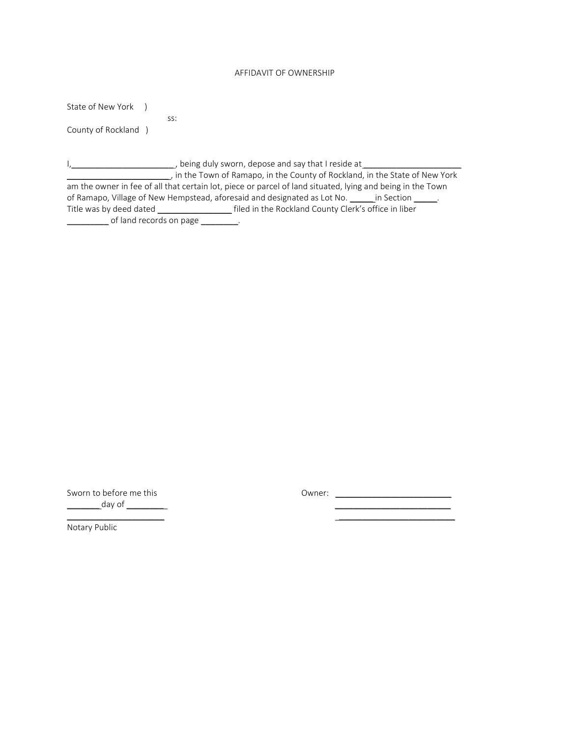# AFFIDAVIT OF OWNERSHIP

State of New York )
ss:
County of Rockland )

I,______________________, being duly sworn, depose and say that I reside at______________________ ______________________, in the Town of Ramapo, in the County of Rockland, in the State of New York am the owner in fee of all that certain lot, piece or parcel of land situated, lying and being in the Town of Ramapo, Village of New Hempstead, aforesaid and designated as Lot No. ______in Section _____. Title was by deed dated ________________ filed in the Rockland County Clerk's office in liber _________ of land records on page ________.

Sworn to before me this
_______day of ________
______________________
Notary Public

Owner: ________________________
________________________
________________________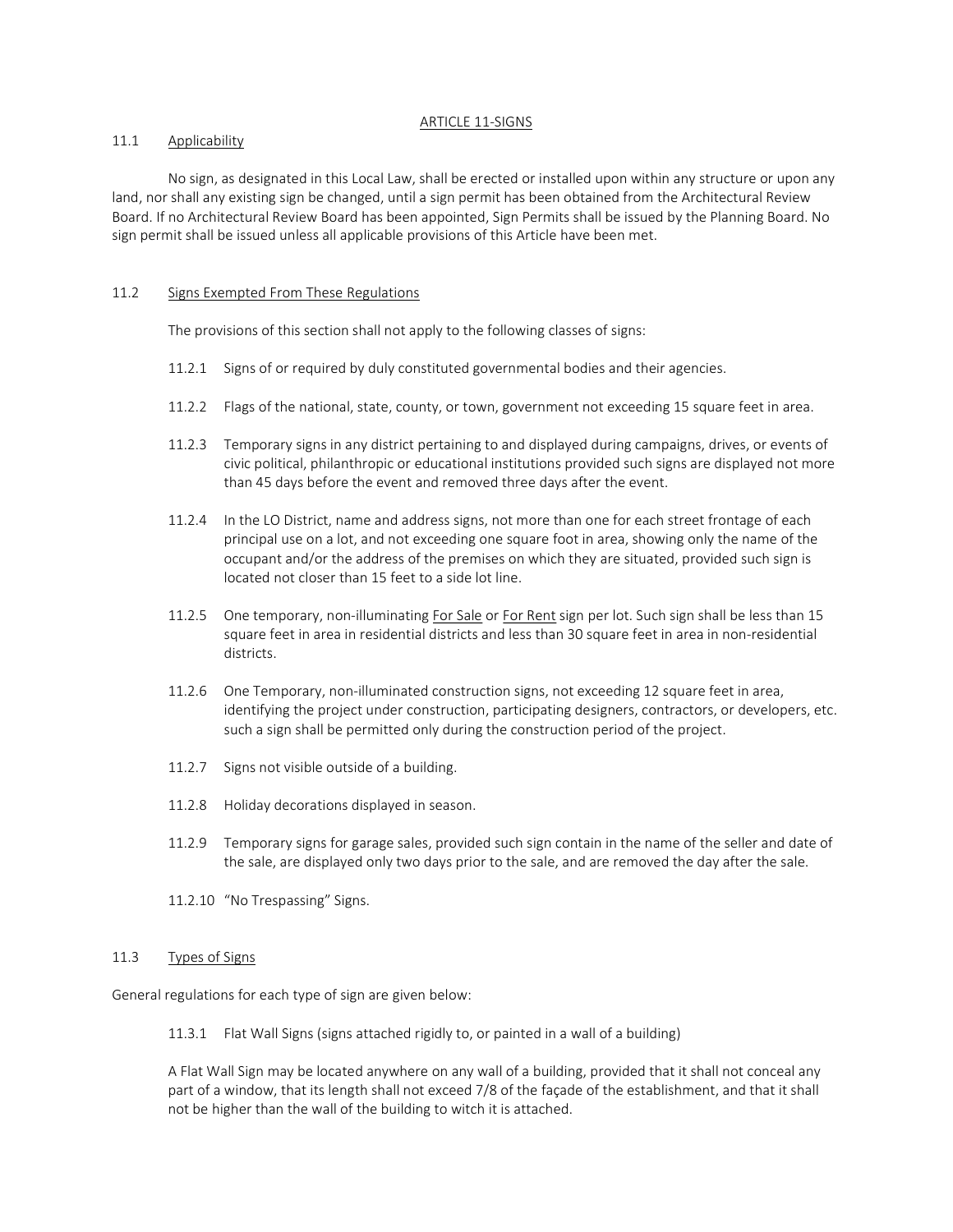## ARTICLE 11-SIGNS

### 11.1 Applicability

No sign, as designated in this Local Law, shall be erected or installed upon within any structure or upon any land, nor shall any existing sign be changed, until a sign permit has been obtained from the Architectural Review Board. If no Architectural Review Board has been appointed, Sign Permits shall be issued by the Planning Board. No sign permit shall be issued unless all applicable provisions of this Article have been met.

### 11.2 Signs Exempted From These Regulations

The provisions of this section shall not apply to the following classes of signs:

11.2.1 Signs of or required by duly constituted governmental bodies and their agencies.

11.2.2 Flags of the national, state, county, or town, government not exceeding 15 square feet in area.

11.2.3 Temporary signs in any district pertaining to and displayed during campaigns, drives, or events of civic political, philanthropic or educational institutions provided such signs are displayed not more than 45 days before the event and removed three days after the event.

11.2.4 In the LO District, name and address signs, not more than one for each street frontage of each principal use on a lot, and not exceeding one square foot in area, showing only the name of the occupant and/or the address of the premises on which they are situated, provided such sign is located not closer than 15 feet to a side lot line.

11.2.5 One temporary, non-illuminating For Sale or For Rent sign per lot. Such sign shall be less than 15 square feet in area in residential districts and less than 30 square feet in area in non-residential districts.

11.2.6 One Temporary, non-illuminated construction signs, not exceeding 12 square feet in area, identifying the project under construction, participating designers, contractors, or developers, etc. such a sign shall be permitted only during the construction period of the project.

11.2.7 Signs not visible outside of a building.

11.2.8 Holiday decorations displayed in season.

11.2.9 Temporary signs for garage sales, provided such sign contain in the name of the seller and date of the sale, are displayed only two days prior to the sale, and are removed the day after the sale.

11.2.10 "No Trespassing" Signs.

### 11.3 Types of Signs

General regulations for each type of sign are given below:

11.3.1 Flat Wall Signs (signs attached rigidly to, or painted in a wall of a building)

A Flat Wall Sign may be located anywhere on any wall of a building, provided that it shall not conceal any part of a window, that its length shall not exceed 7/8 of the façade of the establishment, and that it shall not be higher than the wall of the building to witch it is attached.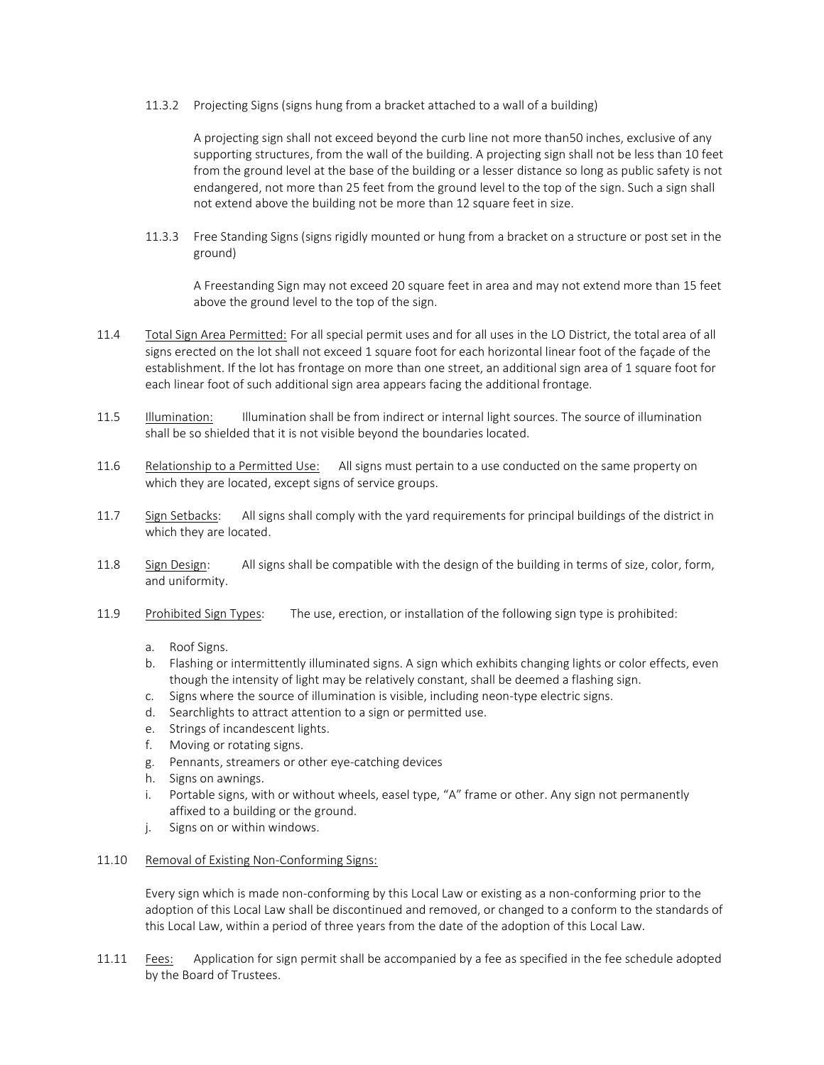11.3.2 Projecting Signs (signs hung from a bracket attached to a wall of a building)

A projecting sign shall not exceed beyond the curb line not more than50 inches, exclusive of any supporting structures, from the wall of the building. A projecting sign shall not be less than 10 feet from the ground level at the base of the building or a lesser distance so long as public safety is not endangered, not more than 25 feet from the ground level to the top of the sign. Such a sign shall not extend above the building not be more than 12 square feet in size.

11.3.3 Free Standing Signs (signs rigidly mounted or hung from a bracket on a structure or post set in the ground)

A Freestanding Sign may not exceed 20 square feet in area and may not extend more than 15 feet above the ground level to the top of the sign.

11.4 Total Sign Area Permitted: For all special permit uses and for all uses in the LO District, the total area of all signs erected on the lot shall not exceed 1 square foot for each horizontal linear foot of the façade of the establishment. If the lot has frontage on more than one street, an additional sign area of 1 square foot for each linear foot of such additional sign area appears facing the additional frontage.

11.5 Illumination: Illumination shall be from indirect or internal light sources. The source of illumination shall be so shielded that it is not visible beyond the boundaries located.

11.6 Relationship to a Permitted Use: All signs must pertain to a use conducted on the same property on which they are located, except signs of service groups.

11.7 Sign Setbacks: All signs shall comply with the yard requirements for principal buildings of the district in which they are located.

11.8 Sign Design: All signs shall be compatible with the design of the building in terms of size, color, form, and uniformity.

11.9 Prohibited Sign Types: The use, erection, or installation of the following sign type is prohibited:

a. Roof Signs.
b. Flashing or intermittently illuminated signs. A sign which exhibits changing lights or color effects, even though the intensity of light may be relatively constant, shall be deemed a flashing sign.
c. Signs where the source of illumination is visible, including neon-type electric signs.
d. Searchlights to attract attention to a sign or permitted use.
e. Strings of incandescent lights.
f. Moving or rotating signs.
g. Pennants, streamers or other eye-catching devices
h. Signs on awnings.
i. Portable signs, with or without wheels, easel type, "A" frame or other. Any sign not permanently affixed to a building or the ground.
j. Signs on or within windows.

11.10 Removal of Existing Non-Conforming Signs:

Every sign which is made non-conforming by this Local Law or existing as a non-conforming prior to the adoption of this Local Law shall be discontinued and removed, or changed to a conform to the standards of this Local Law, within a period of three years from the date of the adoption of this Local Law.

11.11 Fees: Application for sign permit shall be accompanied by a fee as specified in the fee schedule adopted by the Board of Trustees.